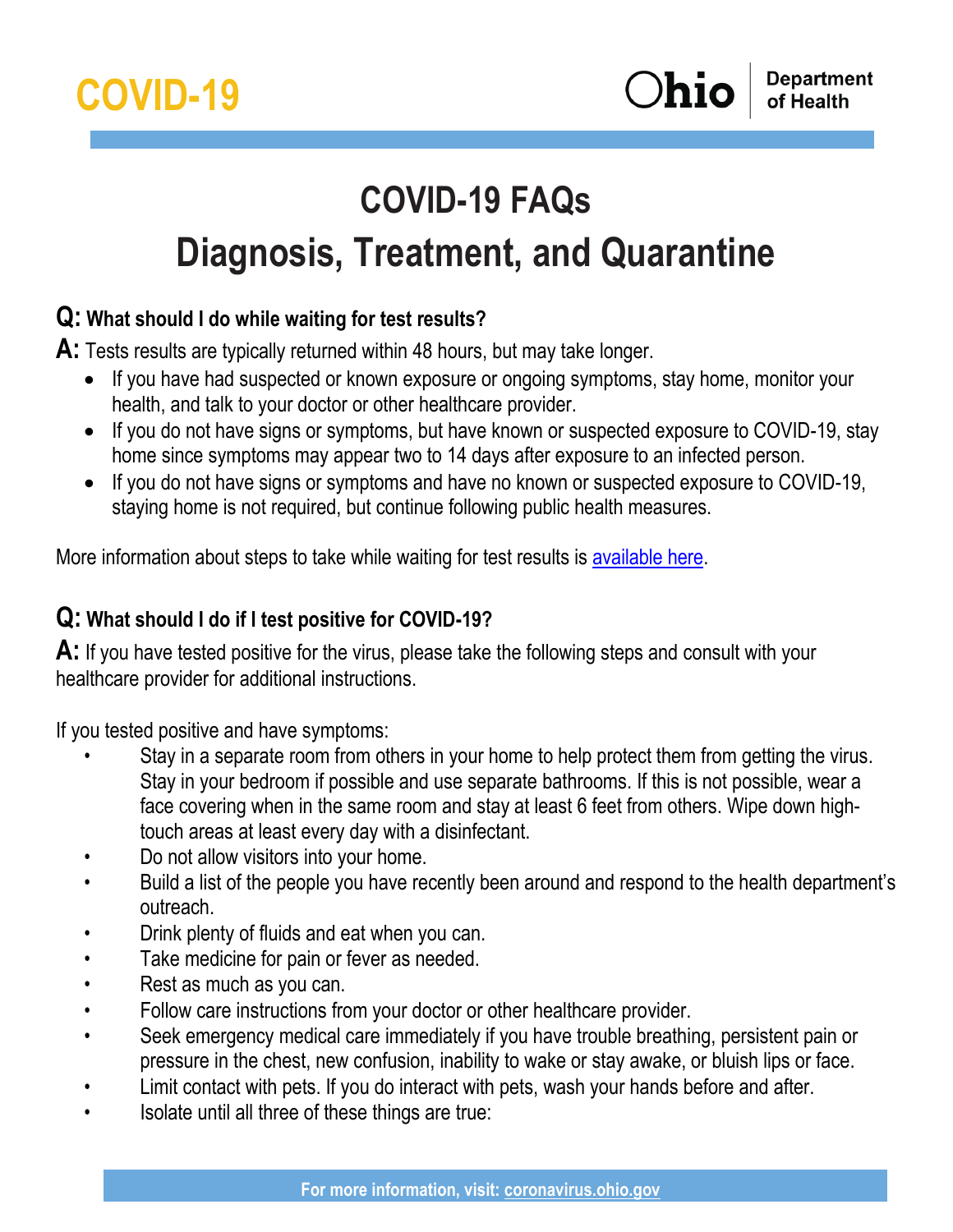# COVID-19

# COVID-19 FAQs
# Diagnosis, Treatment, and Quarantine

**Q: What should I do while waiting for test results?**

**A:** Tests results are typically returned within 48 hours, but may take longer.

- If you have had suspected or known exposure or ongoing symptoms, stay home, monitor your health, and talk to your doctor or other healthcare provider.
- If you do not have signs or symptoms, but have known or suspected exposure to COVID-19, stay home since symptoms may appear two to 14 days after exposure to an infected person.
- If you do not have signs or symptoms and have no known or suspected exposure to COVID-19, staying home is not required, but continue following public health measures.

More information about steps to take while waiting for test results is available here.

**Q: What should I do if I test positive for COVID-19?**

**A:** If you have tested positive for the virus, please take the following steps and consult with your healthcare provider for additional instructions.

If you tested positive and have symptoms:

- Stay in a separate room from others in your home to help protect them from getting the virus. Stay in your bedroom if possible and use separate bathrooms. If this is not possible, wear a face covering when in the same room and stay at least 6 feet from others. Wipe down high-touch areas at least every day with a disinfectant.
- Do not allow visitors into your home.
- Build a list of the people you have recently been around and respond to the health department's outreach.
- Drink plenty of fluids and eat when you can.
- Take medicine for pain or fever as needed.
- Rest as much as you can.
- Follow care instructions from your doctor or other healthcare provider.
- Seek emergency medical care immediately if you have trouble breathing, persistent pain or pressure in the chest, new confusion, inability to wake or stay awake, or bluish lips or face.
- Limit contact with pets. If you do interact with pets, wash your hands before and after.
- Isolate until all three of these things are true: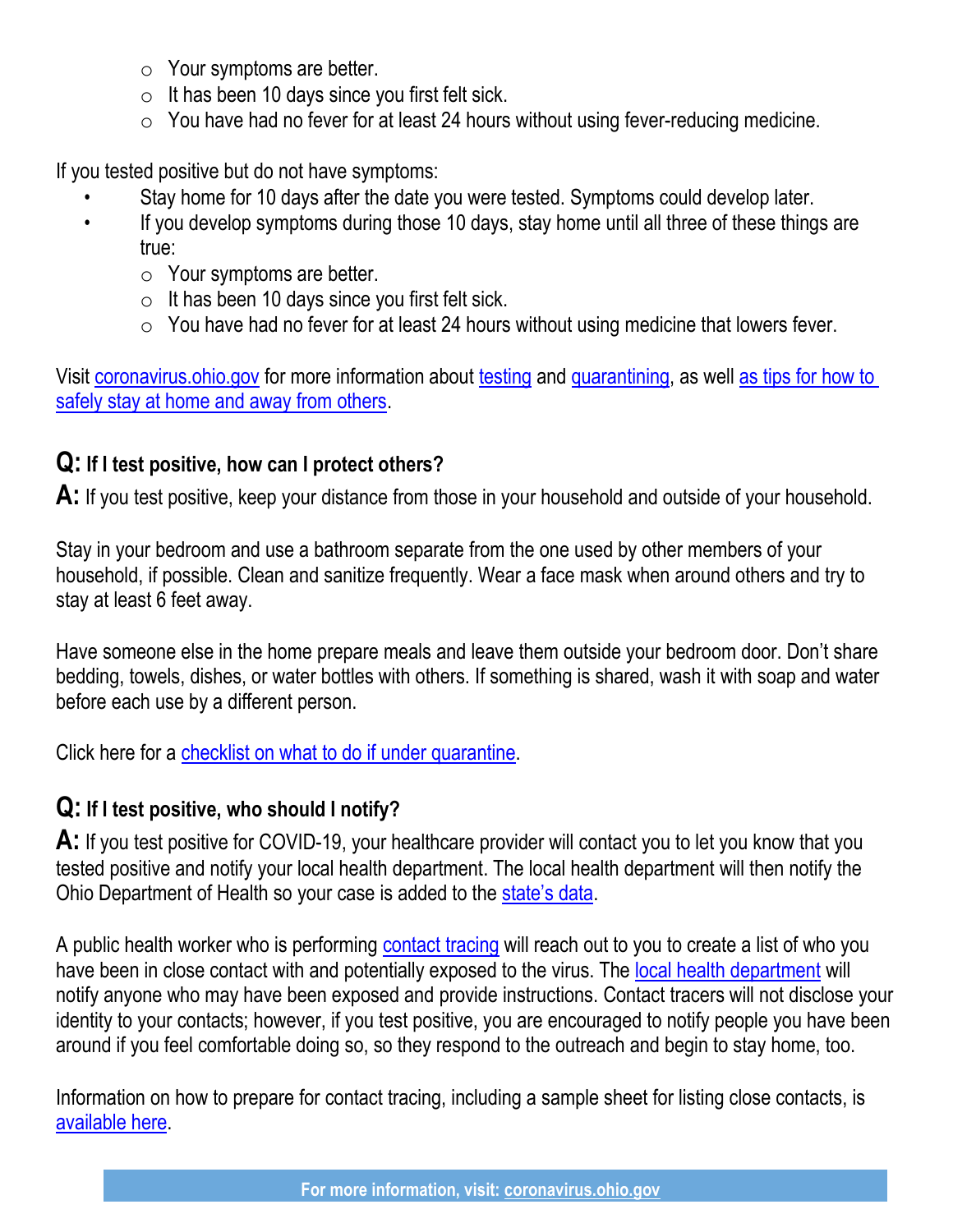- Your symptoms are better.
  - It has been 10 days since you first felt sick.
  - You have had no fever for at least 24 hours without using fever-reducing medicine.

If you tested positive but do not have symptoms:

- Stay home for 10 days after the date you were tested. Symptoms could develop later.
- If you develop symptoms during those 10 days, stay home until all three of these things are true:
  - Your symptoms are better.
  - It has been 10 days since you first felt sick.
  - You have had no fever for at least 24 hours without using medicine that lowers fever.

Visit coronavirus.ohio.gov for more information about testing and quarantining, as well as tips for how to safely stay at home and away from others.

## Q: If I test positive, how can I protect others?

**A:** If you test positive, keep your distance from those in your household and outside of your household.

Stay in your bedroom and use a bathroom separate from the one used by other members of your household, if possible. Clean and sanitize frequently. Wear a face mask when around others and try to stay at least 6 feet away.

Have someone else in the home prepare meals and leave them outside your bedroom door. Don't share bedding, towels, dishes, or water bottles with others. If something is shared, wash it with soap and water before each use by a different person.

Click here for a checklist on what to do if under quarantine.

## Q: If I test positive, who should I notify?

**A:** If you test positive for COVID-19, your healthcare provider will contact you to let you know that you tested positive and notify your local health department. The local health department will then notify the Ohio Department of Health so your case is added to the state's data.

A public health worker who is performing contact tracing will reach out to you to create a list of who you have been in close contact with and potentially exposed to the virus. The local health department will notify anyone who may have been exposed and provide instructions. Contact tracers will not disclose your identity to your contacts; however, if you test positive, you are encouraged to notify people you have been around if you feel comfortable doing so, so they respond to the outreach and begin to stay home, too.

Information on how to prepare for contact tracing, including a sample sheet for listing close contacts, is available here.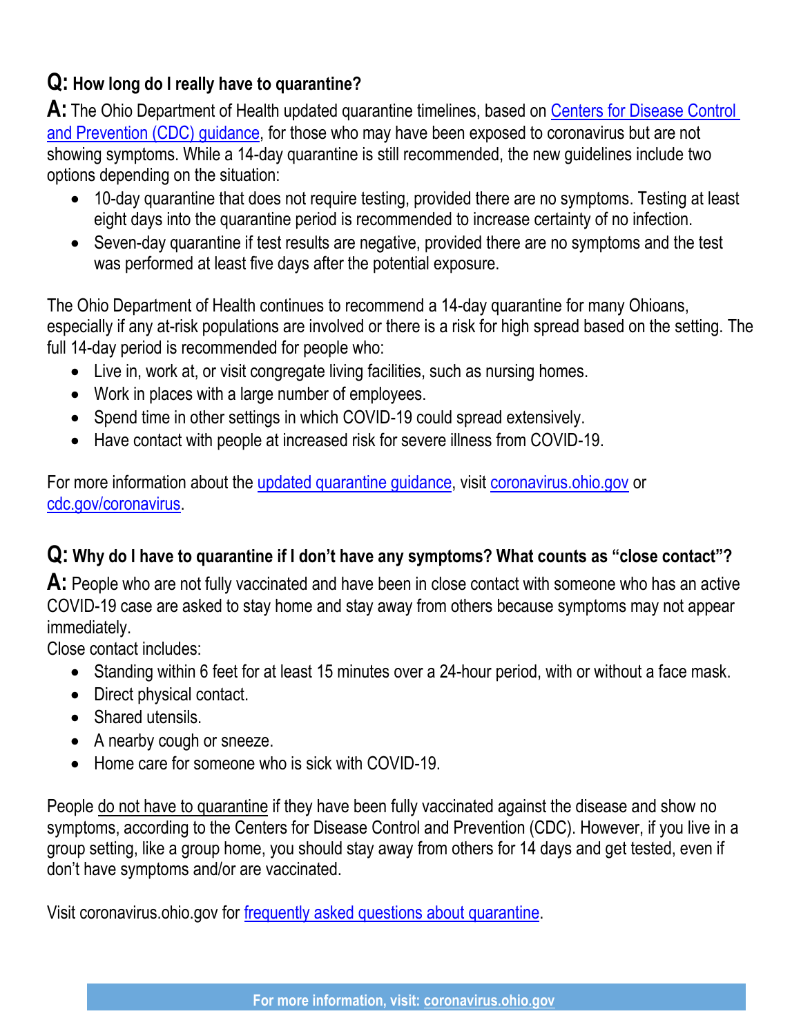**Q: How long do I really have to quarantine?**

**A:** The Ohio Department of Health updated quarantine timelines, based on [Centers for Disease Control and Prevention (CDC) guidance](), for those who may have been exposed to coronavirus but are not showing symptoms. While a 14-day quarantine is still recommended, the new guidelines include two options depending on the situation:

- 10-day quarantine that does not require testing, provided there are no symptoms. Testing at least eight days into the quarantine period is recommended to increase certainty of no infection.
- Seven-day quarantine if test results are negative, provided there are no symptoms and the test was performed at least five days after the potential exposure.

The Ohio Department of Health continues to recommend a 14-day quarantine for many Ohioans, especially if any at-risk populations are involved or there is a risk for high spread based on the setting. The full 14-day period is recommended for people who:

- Live in, work at, or visit congregate living facilities, such as nursing homes.
- Work in places with a large number of employees.
- Spend time in other settings in which COVID-19 could spread extensively.
- Have contact with people at increased risk for severe illness from COVID-19.

For more information about the [updated quarantine guidance](), visit [coronavirus.ohio.gov]() or [cdc.gov/coronavirus]().

**Q: Why do I have to quarantine if I don't have any symptoms? What counts as "close contact"?**

**A:** People who are not fully vaccinated and have been in close contact with someone who has an active COVID-19 case are asked to stay home and stay away from others because symptoms may not appear immediately.

Close contact includes:

- Standing within 6 feet for at least 15 minutes over a 24-hour period, with or without a face mask.
- Direct physical contact.
- Shared utensils.
- A nearby cough or sneeze.
- Home care for someone who is sick with COVID-19.

People do not have to quarantine if they have been fully vaccinated against the disease and show no symptoms, according to the Centers for Disease Control and Prevention (CDC). However, if you live in a group setting, like a group home, you should stay away from others for 14 days and get tested, even if don't have symptoms and/or are vaccinated.

Visit coronavirus.ohio.gov for [frequently asked questions about quarantine]().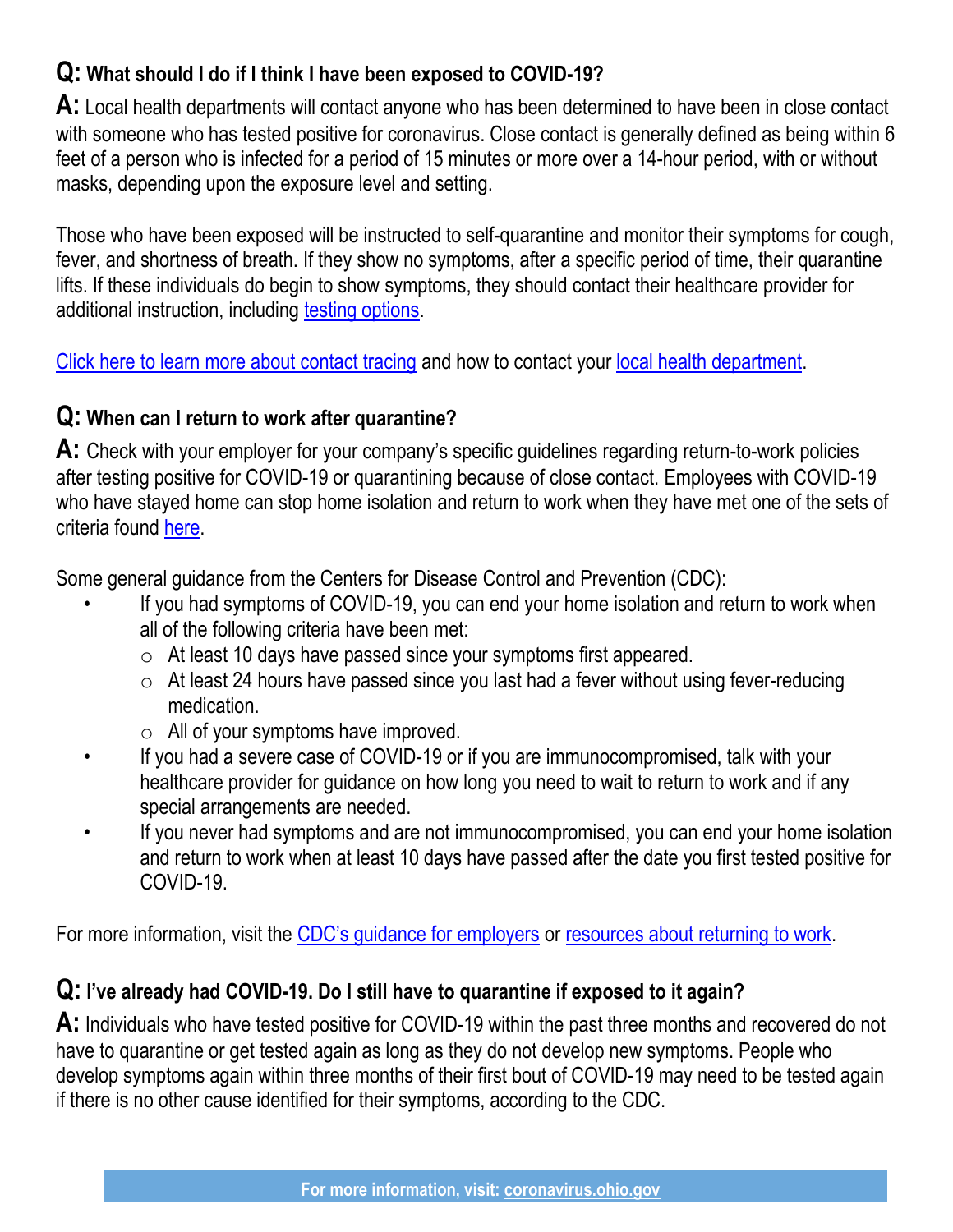**Q: What should I do if I think I have been exposed to COVID-19?**

**A:** Local health departments will contact anyone who has been determined to have been in close contact with someone who has tested positive for coronavirus. Close contact is generally defined as being within 6 feet of a person who is infected for a period of 15 minutes or more over a 14-hour period, with or without masks, depending upon the exposure level and setting.

Those who have been exposed will be instructed to self-quarantine and monitor their symptoms for cough, fever, and shortness of breath. If they show no symptoms, after a specific period of time, their quarantine lifts. If these individuals do begin to show symptoms, they should contact their healthcare provider for additional instruction, including testing options.

Click here to learn more about contact tracing and how to contact your local health department.

**Q: When can I return to work after quarantine?**

**A:** Check with your employer for your company's specific guidelines regarding return-to-work policies after testing positive for COVID-19 or quarantining because of close contact. Employees with COVID-19 who have stayed home can stop home isolation and return to work when they have met one of the sets of criteria found here.

Some general guidance from the Centers for Disease Control and Prevention (CDC):

- If you had symptoms of COVID-19, you can end your home isolation and return to work when all of the following criteria have been met:
  - At least 10 days have passed since your symptoms first appeared.
  - At least 24 hours have passed since you last had a fever without using fever-reducing medication.
  - All of your symptoms have improved.
- If you had a severe case of COVID-19 or if you are immunocompromised, talk with your healthcare provider for guidance on how long you need to wait to return to work and if any special arrangements are needed.
- If you never had symptoms and are not immunocompromised, you can end your home isolation and return to work when at least 10 days have passed after the date you first tested positive for COVID-19.

For more information, visit the CDC's guidance for employers or resources about returning to work.

**Q: I've already had COVID-19. Do I still have to quarantine if exposed to it again?**

**A:** Individuals who have tested positive for COVID-19 within the past three months and recovered do not have to quarantine or get tested again as long as they do not develop new symptoms. People who develop symptoms again within three months of their first bout of COVID-19 may need to be tested again if there is no other cause identified for their symptoms, according to the CDC.

**For more information, visit: coronavirus.ohio.gov**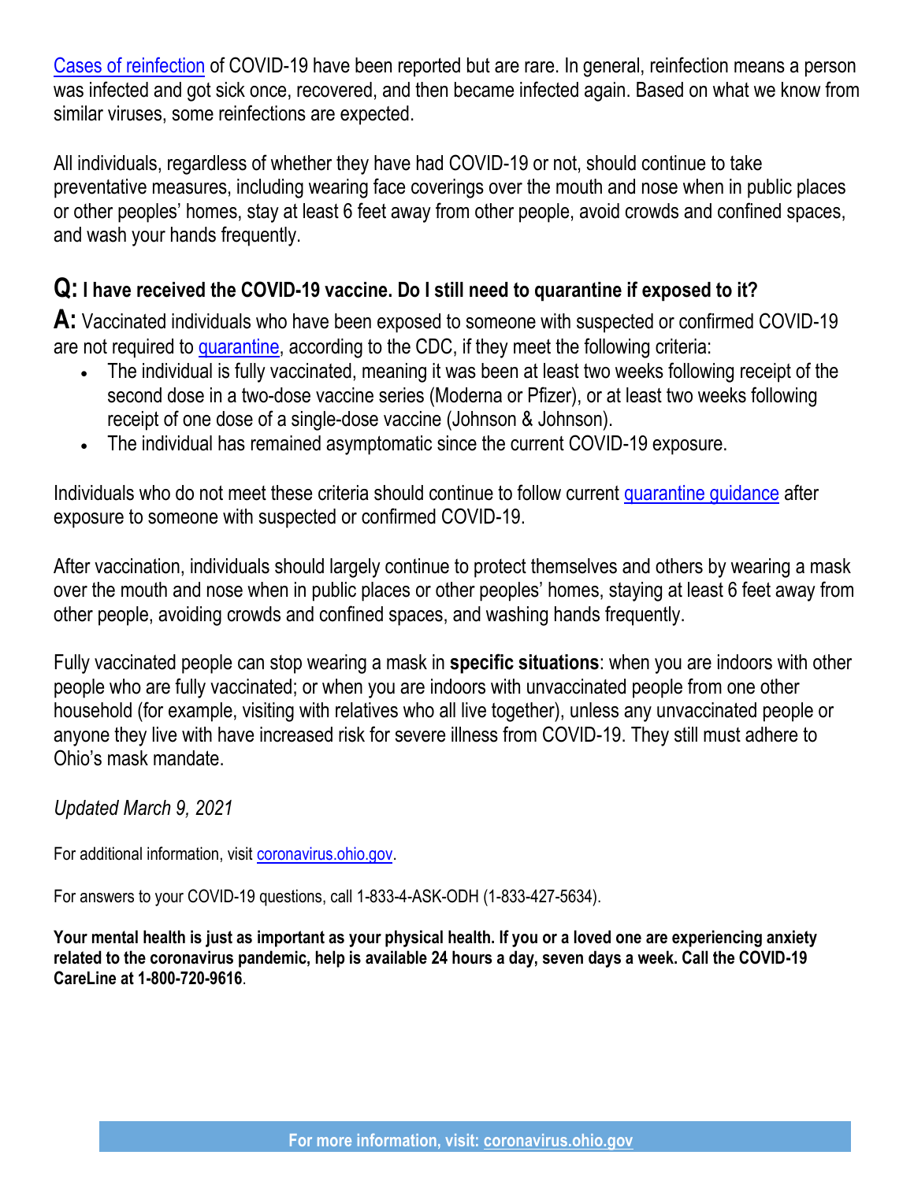[Cases of reinfection] of COVID-19 have been reported but are rare. In general, reinfection means a person was infected and got sick once, recovered, and then became infected again. Based on what we know from similar viruses, some reinfections are expected.

All individuals, regardless of whether they have had COVID-19 or not, should continue to take preventative measures, including wearing face coverings over the mouth and nose when in public places or other peoples' homes, stay at least 6 feet away from other people, avoid crowds and confined spaces, and wash your hands frequently.

## Q: I have received the COVID-19 vaccine. Do I still need to quarantine if exposed to it?

**A:** Vaccinated individuals who have been exposed to someone with suspected or confirmed COVID-19 are not required to quarantine, according to the CDC, if they meet the following criteria:

- The individual is fully vaccinated, meaning it was been at least two weeks following receipt of the second dose in a two-dose vaccine series (Moderna or Pfizer), or at least two weeks following receipt of one dose of a single-dose vaccine (Johnson & Johnson).
- The individual has remained asymptomatic since the current COVID-19 exposure.

Individuals who do not meet these criteria should continue to follow current quarantine guidance after exposure to someone with suspected or confirmed COVID-19.

After vaccination, individuals should largely continue to protect themselves and others by wearing a mask over the mouth and nose when in public places or other peoples' homes, staying at least 6 feet away from other people, avoiding crowds and confined spaces, and washing hands frequently.

Fully vaccinated people can stop wearing a mask in **specific situations**: when you are indoors with other people who are fully vaccinated; or when you are indoors with unvaccinated people from one other household (for example, visiting with relatives who all live together), unless any unvaccinated people or anyone they live with have increased risk for severe illness from COVID-19. They still must adhere to Ohio's mask mandate.

*Updated March 9, 2021*

For additional information, visit coronavirus.ohio.gov.

For answers to your COVID-19 questions, call 1-833-4-ASK-ODH (1-833-427-5634).

**Your mental health is just as important as your physical health. If you or a loved one are experiencing anxiety related to the coronavirus pandemic, help is available 24 hours a day, seven days a week. Call the COVID-19 CareLine at 1-800-720-9616**.